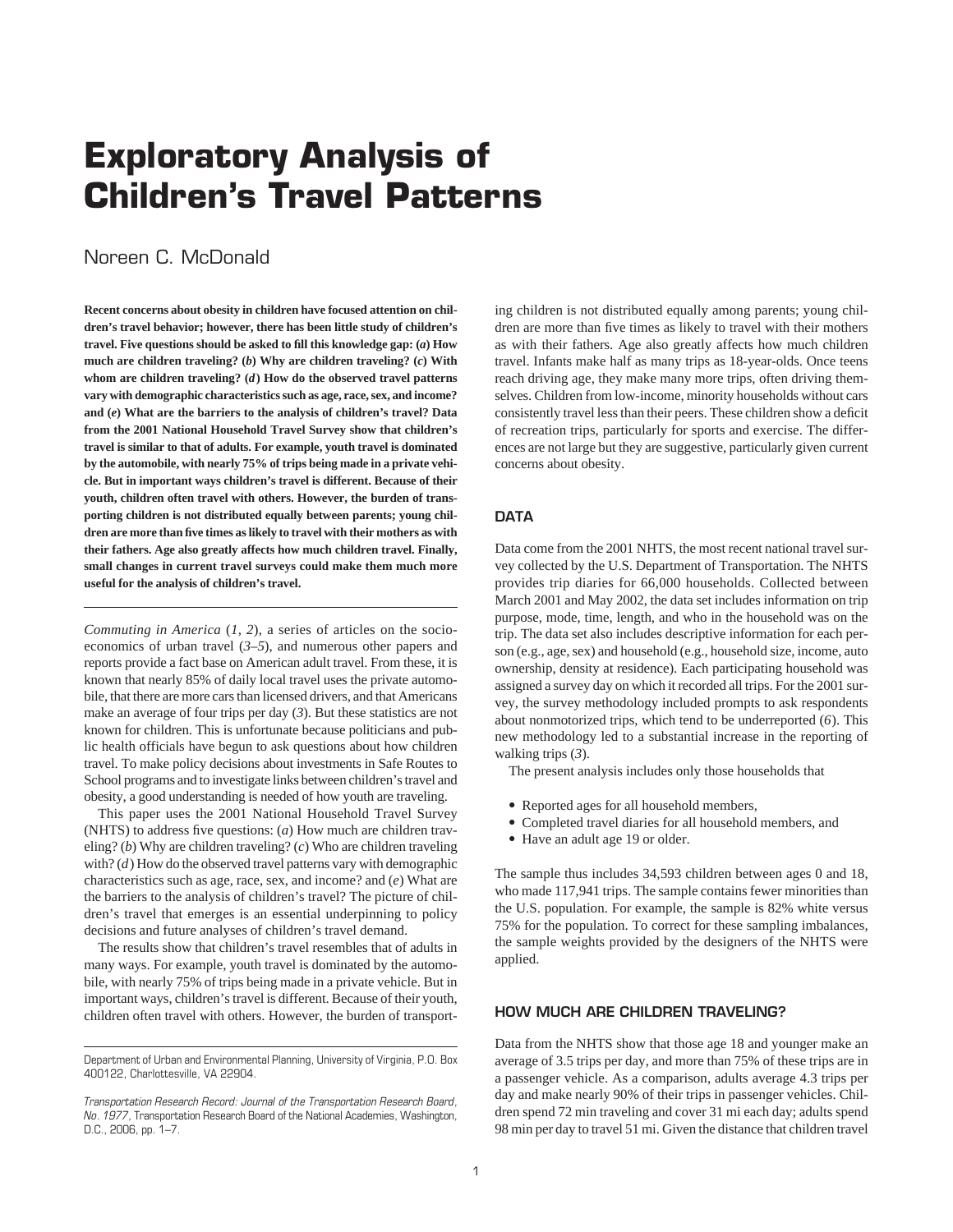# Exploratory Analysis of Children's Travel Patterns

Noreen C. McDonald

**Recent concerns about obesity in children have focused attention on children's travel behavior; however, there has been little study of children's travel. Five questions should be asked to fill this knowledge gap: (*a*) How much are children traveling? (*b*) Why are children traveling? (*c*) With whom are children traveling? (*d*) How do the observed travel patterns vary with demographic characteristics such as age, race, sex, and income? and (*e*) What are the barriers to the analysis of children's travel? Data from the 2001 National Household Travel Survey show that children's travel is similar to that of adults. For example, youth travel is dominated by the automobile, with nearly 75% of trips being made in a private vehicle. But in important ways children's travel is different. Because of their youth, children often travel with others. However, the burden of transporting children is not distributed equally between parents; young children are more than five times as likely to travel with their mothers as with their fathers. Age also greatly affects how much children travel. Finally, small changes in current travel surveys could make them much more useful for the analysis of children's travel.**

*Commuting in America* (*1, 2*), a series of articles on the socioeconomics of urban travel (*3–5*), and numerous other papers and reports provide a fact base on American adult travel. From these, it is known that nearly 85% of daily local travel uses the private automobile, that there are more cars than licensed drivers, and that Americans make an average of four trips per day (*3*). But these statistics are not known for children. This is unfortunate because politicians and public health officials have begun to ask questions about how children travel. To make policy decisions about investments in Safe Routes to School programs and to investigate links between children's travel and obesity, a good understanding is needed of how youth are traveling.

This paper uses the 2001 National Household Travel Survey (NHTS) to address five questions: (*a*) How much are children traveling? (*b*) Why are children traveling? (*c*) Who are children traveling with? (*d*) How do the observed travel patterns vary with demographic characteristics such as age, race, sex, and income? and (*e*) What are the barriers to the analysis of children's travel? The picture of children's travel that emerges is an essential underpinning to policy decisions and future analyses of children's travel demand.

The results show that children's travel resembles that of adults in many ways. For example, youth travel is dominated by the automobile, with nearly 75% of trips being made in a private vehicle. But in important ways, children's travel is different. Because of their youth, children often travel with others. However, the burden of transporting children is not distributed equally among parents; young children are more than five times as likely to travel with their mothers as with their fathers. Age also greatly affects how much children travel. Infants make half as many trips as 18-year-olds. Once teens reach driving age, they make many more trips, often driving themselves. Children from low-income, minority households without cars consistently travel less than their peers. These children show a deficit of recreation trips, particularly for sports and exercise. The differences are not large but they are suggestive, particularly given current concerns about obesity.

Department of Urban and Environmental Planning, University of Virginia, P.O. Box 400122, Charlottesville, VA 22904.

*Transportation Research Record: Journal of the Transportation Research Board, No. 1977*, Transportation Research Board of the National Academies, Washington, D.C., 2006, pp. 1–7.

## DATA

Data come from the 2001 NHTS, the most recent national travel survey collected by the U.S. Department of Transportation. The NHTS provides trip diaries for 66,000 households. Collected between March 2001 and May 2002, the data set includes information on trip purpose, mode, time, length, and who in the household was on the trip. The data set also includes descriptive information for each person (e.g., age, sex) and household (e.g., household size, income, auto ownership, density at residence). Each participating household was assigned a survey day on which it recorded all trips. For the 2001 survey, the survey methodology included prompts to ask respondents about nonmotorized trips, which tend to be underreported (*6*). This new methodology led to a substantial increase in the reporting of walking trips (*3*).

The present analysis includes only those households that

- Reported ages for all household members,
- Completed travel diaries for all household members, and
- Have an adult age 19 or older.

The sample thus includes 34,593 children between ages 0 and 18, who made 117,941 trips. The sample contains fewer minorities than the U.S. population. For example, the sample is 82% white versus 75% for the population. To correct for these sampling imbalances, the sample weights provided by the designers of the NHTS were applied.

## HOW MUCH ARE CHILDREN TRAVELING?

Data from the NHTS show that those age 18 and younger make an average of 3.5 trips per day, and more than 75% of these trips are in a passenger vehicle. As a comparison, adults average 4.3 trips per day and make nearly 90% of their trips in passenger vehicles. Children spend 72 min traveling and cover 31 mi each day; adults spend 98 min per day to travel 51 mi. Given the distance that children travel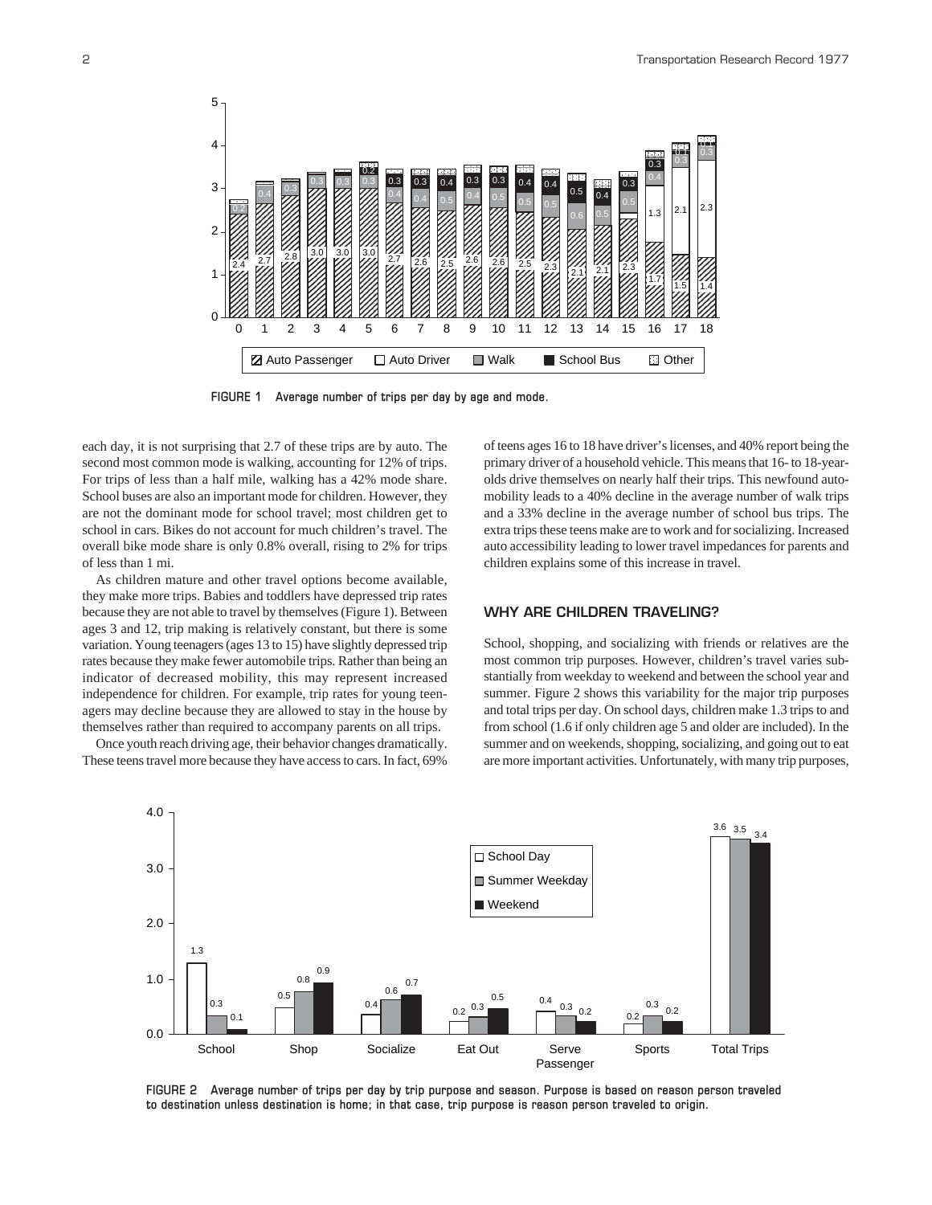FIGURE 1 Average number of trips per day by age and mode.

each day, it is not surprising that 2.7 of these trips are by auto. The second most common mode is walking, accounting for 12% of trips. For trips of less than a half mile, walking has a 42% mode share. School buses are also an important mode for children. However, they are not the dominant mode for school travel; most children get to school in cars. Bikes do not account for much children's travel. The overall bike mode share is only 0.8% overall, rising to 2% for trips of less than 1 mi.

As children mature and other travel options become available, they make more trips. Babies and toddlers have depressed trip rates because they are not able to travel by themselves (Figure 1). Between ages 3 and 12, trip making is relatively constant, but there is some variation. Young teenagers (ages 13 to 15) have slightly depressed trip rates because they make fewer automobile trips. Rather than being an indicator of decreased mobility, this may represent increased independence for children. For example, trip rates for young teenagers may decline because they are allowed to stay in the house by themselves rather than required to accompany parents on all trips.

Once youth reach driving age, their behavior changes dramatically. These teens travel more because they have access to cars. In fact, 69% of teens ages 16 to 18 have driver's licenses, and 40% report being the primary driver of a household vehicle. This means that 16- to 18-year-olds drive themselves on nearly half their trips. This newfound automobility leads to a 40% decline in the average number of walk trips and a 33% decline in the average number of school bus trips. The extra trips these teens make are to work and for socializing. Increased auto accessibility leading to lower travel impedances for parents and children explains some of this increase in travel.

## WHY ARE CHILDREN TRAVELING?

School, shopping, and socializing with friends or relatives are the most common trip purposes. However, children's travel varies substantially from weekday to weekend and between the school year and summer. Figure 2 shows this variability for the major trip purposes and total trips per day. On school days, children make 1.3 trips to and from school (1.6 if only children age 5 and older are included). In the summer and on weekends, shopping, socializing, and going out to eat are more important activities. Unfortunately, with many trip purposes,

FIGURE 2 Average number of trips per day by trip purpose and season. Purpose is based on reason person traveled to destination unless destination is home; in that case, trip purpose is reason person traveled to origin.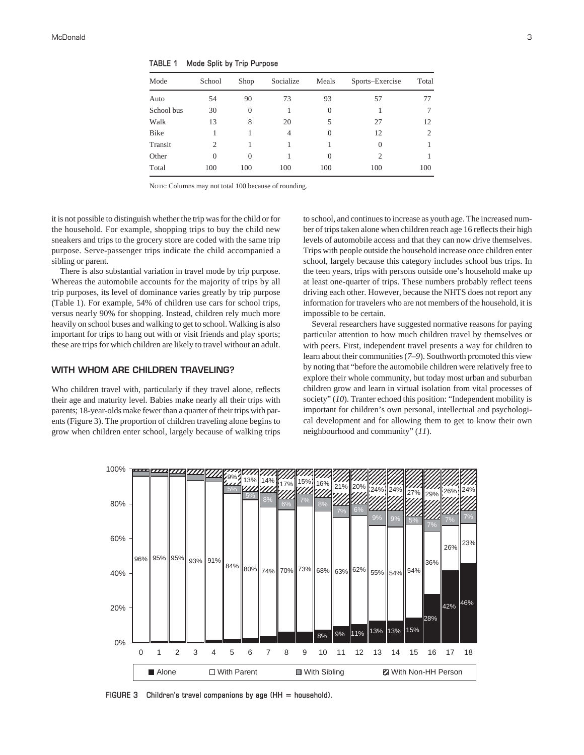**TABLE 1 Mode Split by Trip Purpose**

| Mode | School | Shop | Socialize | Meals | Sports–Exercise | Total |
|---|---|---|---|---|---|---|
| Auto | 54 | 90 | 73 | 93 | 57 | 77 |
| School bus | 30 | 0 | 1 | 0 | 1 | 7 |
| Walk | 13 | 8 | 20 | 5 | 27 | 12 |
| Bike | 1 | 1 | 4 | 0 | 12 | 2 |
| Transit | 2 | 1 | 1 | 1 | 0 | 1 |
| Other | 0 | 0 | 1 | 0 | 2 | 1 |
| Total | 100 | 100 | 100 | 100 | 100 | 100 |

NOTE: Columns may not total 100 because of rounding.

it is not possible to distinguish whether the trip was for the child or for the household. For example, shopping trips to buy the child new sneakers and trips to the grocery store are coded with the same trip purpose. Serve-passenger trips indicate the child accompanied a sibling or parent.

There is also substantial variation in travel mode by trip purpose. Whereas the automobile accounts for the majority of trips by all trip purposes, its level of dominance varies greatly by trip purpose (Table 1). For example, 54% of children use cars for school trips, versus nearly 90% for shopping. Instead, children rely much more heavily on school buses and walking to get to school. Walking is also important for trips to hang out with or visit friends and play sports; these are trips for which children are likely to travel without an adult.

## WITH WHOM ARE CHILDREN TRAVELING?

Who children travel with, particularly if they travel alone, reflects their age and maturity level. Babies make nearly all their trips with parents; 18-year-olds make fewer than a quarter of their trips with parents (Figure 3). The proportion of children traveling alone begins to grow when children enter school, largely because of walking trips to school, and continues to increase as youth age. The increased number of trips taken alone when children reach age 16 reflects their high levels of automobile access and that they can now drive themselves. Trips with people outside the household increase once children enter school, largely because this category includes school bus trips. In the teen years, trips with persons outside one's household make up at least one-quarter of trips. These numbers probably reflect teens driving each other. However, because the NHTS does not report any information for travelers who are not members of the household, it is impossible to be certain.

Several researchers have suggested normative reasons for paying particular attention to how much children travel by themselves or with peers. First, independent travel presents a way for children to learn about their communities (*7–9*). Southworth promoted this view by noting that "before the automobile children were relatively free to explore their whole community, but today most urban and suburban children grow and learn in virtual isolation from vital processes of society" (*10*). Tranter echoed this position: "Independent mobility is important for children's own personal, intellectual and psychological development and for allowing them to get to know their own neighbourhood and community" (*11*).

**FIGURE 3 Children's travel companions by age (HH = household).**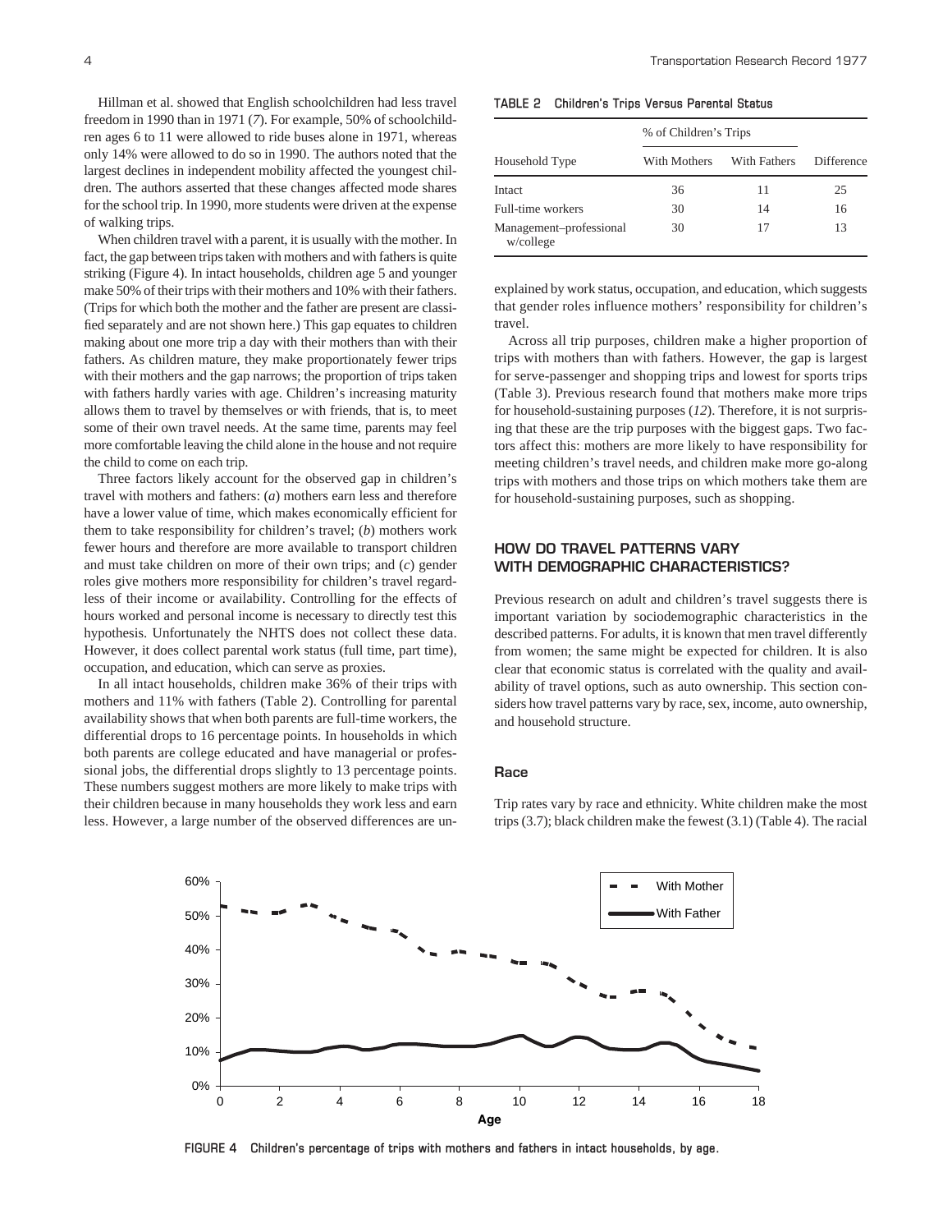Hillman et al. showed that English schoolchildren had less travel freedom in 1990 than in 1971 (*7*). For example, 50% of schoolchildren ages 6 to 11 were allowed to ride buses alone in 1971, whereas only 14% were allowed to do so in 1990. The authors noted that the largest declines in independent mobility affected the youngest children. The authors asserted that these changes affected mode shares for the school trip. In 1990, more students were driven at the expense of walking trips.

When children travel with a parent, it is usually with the mother. In fact, the gap between trips taken with mothers and with fathers is quite striking (Figure 4). In intact households, children age 5 and younger make 50% of their trips with their mothers and 10% with their fathers. (Trips for which both the mother and the father are present are classified separately and are not shown here.) This gap equates to children making about one more trip a day with their mothers than with their fathers. As children mature, they make proportionately fewer trips with their mothers and the gap narrows; the proportion of trips taken with fathers hardly varies with age. Children's increasing maturity allows them to travel by themselves or with friends, that is, to meet some of their own travel needs. At the same time, parents may feel more comfortable leaving the child alone in the house and not require the child to come on each trip.

Three factors likely account for the observed gap in children's travel with mothers and fathers: (*a*) mothers earn less and therefore have a lower value of time, which makes economically efficient for them to take responsibility for children's travel; (*b*) mothers work fewer hours and therefore are more available to transport children and must take children on more of their own trips; and (*c*) gender roles give mothers more responsibility for children's travel regardless of their income or availability. Controlling for the effects of hours worked and personal income is necessary to directly test this hypothesis. Unfortunately the NHTS does not collect these data. However, it does collect parental work status (full time, part time), occupation, and education, which can serve as proxies.

In all intact households, children make 36% of their trips with mothers and 11% with fathers (Table 2). Controlling for parental availability shows that when both parents are full-time workers, the differential drops to 16 percentage points. In households in which both parents are college educated and have managerial or professional jobs, the differential drops slightly to 13 percentage points. These numbers suggest mothers are more likely to make trips with their children because in many households they work less and earn less. However, a large number of the observed differences are unexplained by work status, occupation, and education, which suggests that gender roles influence mothers' responsibility for children's travel.

**TABLE 2 Children's Trips Versus Parental Status**

| Household Type | % of Children's Trips | | Difference |
|---|---|---|---|
| | With Mothers | With Fathers | |
| Intact | 36 | 11 | 25 |
| Full-time workers | 30 | 14 | 16 |
| Management–professional w/college | 30 | 17 | 13 |

Across all trip purposes, children make a higher proportion of trips with mothers than with fathers. However, the gap is largest for serve-passenger and shopping trips and lowest for sports trips (Table 3). Previous research found that mothers make more trips for household-sustaining purposes (*12*). Therefore, it is not surprising that these are the trip purposes with the biggest gaps. Two factors affect this: mothers are more likely to have responsibility for meeting children's travel needs, and children make more go-along trips with mothers and those trips on which mothers take them are for household-sustaining purposes, such as shopping.

## HOW DO TRAVEL PATTERNS VARY WITH DEMOGRAPHIC CHARACTERISTICS?

Previous research on adult and children's travel suggests there is important variation by sociodemographic characteristics in the described patterns. For adults, it is known that men travel differently from women; the same might be expected for children. It is also clear that economic status is correlated with the quality and availability of travel options, such as auto ownership. This section considers how travel patterns vary by race, sex, income, auto ownership, and household structure.

### Race

Trip rates vary by race and ethnicity. White children make the most trips (3.7); black children make the fewest (3.1) (Table 4). The racial

FIGURE 4 Children's percentage of trips with mothers and fathers in intact households, by age.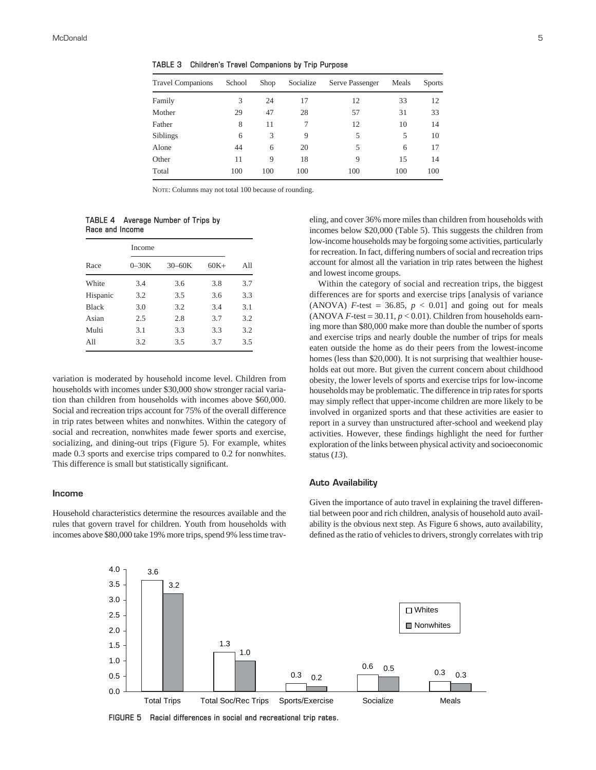**TABLE 3 Children's Travel Companions by Trip Purpose**

| Travel Companions | School | Shop | Socialize | Serve Passenger | Meals | Sports |
|---|---|---|---|---|---|---|
| Family | 3 | 24 | 17 | 12 | 33 | 12 |
| Mother | 29 | 47 | 28 | 57 | 31 | 33 |
| Father | 8 | 11 | 7 | 12 | 10 | 14 |
| Siblings | 6 | 3 | 9 | 5 | 5 | 10 |
| Alone | 44 | 6 | 20 | 5 | 6 | 17 |
| Other | 11 | 9 | 18 | 9 | 15 | 14 |
| Total | 100 | 100 | 100 | 100 | 100 | 100 |

NOTE: Columns may not total 100 because of rounding.

**TABLE 4 Average Number of Trips by Race and Income**

| | Income | | | |
|---|---|---|---|---|
| Race | 0–30K | 30–60K | 60K+ | All |
| White | 3.4 | 3.6 | 3.8 | 3.7 |
| Hispanic | 3.2 | 3.5 | 3.6 | 3.3 |
| Black | 3.0 | 3.2 | 3.4 | 3.1 |
| Asian | 2.5 | 2.8 | 3.7 | 3.2 |
| Multi | 3.1 | 3.3 | 3.3 | 3.2 |
| All | 3.2 | 3.5 | 3.7 | 3.5 |

variation is moderated by household income level. Children from households with incomes under $30,000 show stronger racial variation than children from households with incomes above $60,000. Social and recreation trips account for 75% of the overall difference in trip rates between whites and nonwhites. Within the category of social and recreation, nonwhites made fewer sports and exercise, socializing, and dining-out trips (Figure 5). For example, whites made 0.3 sports and exercise trips compared to 0.2 for nonwhites. This difference is small but statistically significant.

### Income

Household characteristics determine the resources available and the rules that govern travel for children. Youth from households with incomes above $80,000 take 19% more trips, spend 9% less time traveling, and cover 36% more miles than children from households with incomes below $20,000 (Table 5). This suggests the children from low-income households may be forgoing some activities, particularly for recreation. In fact, differing numbers of social and recreation trips account for almost all the variation in trip rates between the highest and lowest income groups.

Within the category of social and recreation trips, the biggest differences are for sports and exercise trips [analysis of variance (ANOVA) $F$-test = 36.85, $p < 0.01$] and going out for meals (ANOVA $F$-test = 30.11, $p < 0.01$). Children from households earning more than $80,000 make more than double the number of sports and exercise trips and nearly double the number of trips for meals eaten outside the home as do their peers from the lowest-income homes (less than $20,000). It is not surprising that wealthier households eat out more. But given the current concern about childhood obesity, the lower levels of sports and exercise trips for low-income households may be problematic. The difference in trip rates for sports may simply reflect that upper-income children are more likely to be involved in organized sports and that these activities are easier to report in a survey than unstructured after-school and weekend play activities. However, these findings highlight the need for further exploration of the links between physical activity and socioeconomic status (*13*).

### Auto Availability

Given the importance of auto travel in explaining the travel differential between poor and rich children, analysis of household auto availability is the obvious next step. As Figure 6 shows, auto availability, defined as the ratio of vehicles to drivers, strongly correlates with trip

**FIGURE 5 Racial differences in social and recreational trip rates.**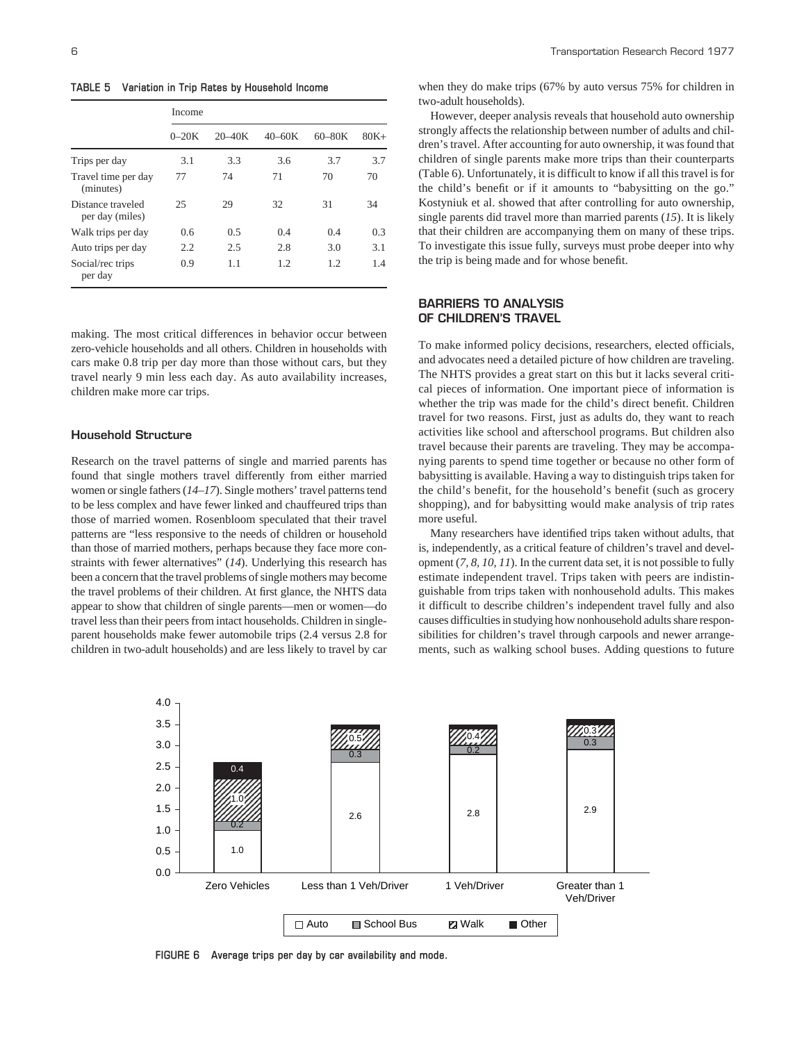**TABLE 5 Variation in Trip Rates by Household Income**

| | Income | | | | |
|---|---|---|---|---|---|
| | 0–20K | 20–40K | 40–60K | 60–80K | 80K+ |
| Trips per day | 3.1 | 3.3 | 3.6 | 3.7 | 3.7 |
| Travel time per day (minutes) | 77 | 74 | 71 | 70 | 70 |
| Distance traveled per day (miles) | 25 | 29 | 32 | 31 | 34 |
| Walk trips per day | 0.6 | 0.5 | 0.4 | 0.4 | 0.3 |
| Auto trips per day | 2.2 | 2.5 | 2.8 | 3.0 | 3.1 |
| Social/rec trips per day | 0.9 | 1.1 | 1.2 | 1.2 | 1.4 |

making. The most critical differences in behavior occur between zero-vehicle households and all others. Children in households with cars make 0.8 trip per day more than those without cars, but they travel nearly 9 min less each day. As auto availability increases, children make more car trips.

### Household Structure

Research on the travel patterns of single and married parents has found that single mothers travel differently from either married women or single fathers (*14–17*). Single mothers' travel patterns tend to be less complex and have fewer linked and chauffeured trips than those of married women. Rosenbloom speculated that their travel patterns are "less responsive to the needs of children or household than those of married mothers, perhaps because they face more constraints with fewer alternatives" (*14*). Underlying this research has been a concern that the travel problems of single mothers may become the travel problems of their children. At first glance, the NHTS data appear to show that children of single parents—men or women—do travel less than their peers from intact households. Children in single-parent households make fewer automobile trips (2.4 versus 2.8 for children in two-adult households) and are less likely to travel by car when they do make trips (67% by auto versus 75% for children in two-adult households).

However, deeper analysis reveals that household auto ownership strongly affects the relationship between number of adults and children's travel. After accounting for auto ownership, it was found that children of single parents make more trips than their counterparts (Table 6). Unfortunately, it is difficult to know if all this travel is for the child's benefit or if it amounts to "babysitting on the go." Kostyniuk et al. showed that after controlling for auto ownership, single parents did travel more than married parents (*15*). It is likely that their children are accompanying them on many of these trips. To investigate this issue fully, surveys must probe deeper into why the trip is being made and for whose benefit.

## BARRIERS TO ANALYSIS OF CHILDREN'S TRAVEL

To make informed policy decisions, researchers, elected officials, and advocates need a detailed picture of how children are traveling. The NHTS provides a great start on this but it lacks several critical pieces of information. One important piece of information is whether the trip was made for the child's direct benefit. Children travel for two reasons. First, just as adults do, they want to reach activities like school and afterschool programs. But children also travel because their parents are traveling. They may be accompanying parents to spend time together or because no other form of babysitting is available. Having a way to distinguish trips taken for the child's benefit, for the household's benefit (such as grocery shopping), and for babysitting would make analysis of trip rates more useful.

Many researchers have identified trips taken without adults, that is, independently, as a critical feature of children's travel and development (*7, 8, 10, 11*). In the current data set, it is not possible to fully estimate independent travel. Trips taken with peers are indistinguishable from trips taken with nonhousehold adults. This makes it difficult to describe children's independent travel fully and also causes difficulties in studying how nonhousehold adults share responsibilities for children's travel through carpools and newer arrangements, such as walking school buses. Adding questions to future

| | Zero Vehicles | Less than 1 Veh/Driver | 1 Veh/Driver | Greater than 1 Veh/Driver |
|---|---|---|---|---|
| Auto | 1.0 | 2.6 | 2.8 | 2.9 |
| School Bus | 0.2 | 0.3 | 0.2 | 0.3 |
| Walk | 1.0 | 0.5 | 0.4 | 0.3 |
| Other | 0.4 | | | |

**FIGURE 6 Average trips per day by car availability and mode.**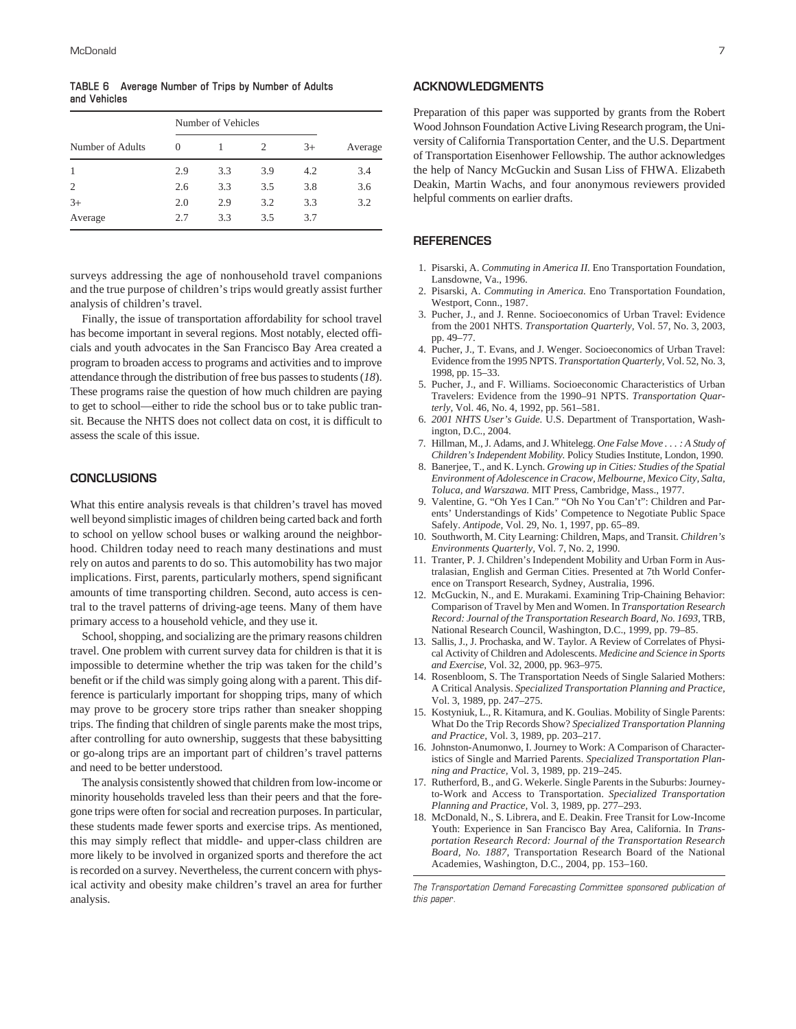**TABLE 6 Average Number of Trips by Number of Adults and Vehicles**

| Number of Adults | Number of Vehicles | | | | Average |
|---|---|---|---|---|---|
| | 0 | 1 | 2 | 3+ | |
| 1 | 2.9 | 3.3 | 3.9 | 4.2 | 3.4 |
| 2 | 2.6 | 3.3 | 3.5 | 3.8 | 3.6 |
| 3+ | 2.0 | 2.9 | 3.2 | 3.3 | 3.2 |
| Average | 2.7 | 3.3 | 3.5 | 3.7 | |

surveys addressing the age of nonhousehold travel companions and the true purpose of children's trips would greatly assist further analysis of children's travel.

Finally, the issue of transportation affordability for school travel has become important in several regions. Most notably, elected officials and youth advocates in the San Francisco Bay Area created a program to broaden access to programs and activities and to improve attendance through the distribution of free bus passes to students (*18*). These programs raise the question of how much children are paying to get to school—either to ride the school bus or to take public transit. Because the NHTS does not collect data on cost, it is difficult to assess the scale of this issue.

## CONCLUSIONS

What this entire analysis reveals is that children's travel has moved well beyond simplistic images of children being carted back and forth to school on yellow school buses or walking around the neighborhood. Children today need to reach many destinations and must rely on autos and parents to do so. This automobility has two major implications. First, parents, particularly mothers, spend significant amounts of time transporting children. Second, auto access is central to the travel patterns of driving-age teens. Many of them have primary access to a household vehicle, and they use it.

School, shopping, and socializing are the primary reasons children travel. One problem with current survey data for children is that it is impossible to determine whether the trip was taken for the child's benefit or if the child was simply going along with a parent. This difference is particularly important for shopping trips, many of which may prove to be grocery store trips rather than sneaker shopping trips. The finding that children of single parents make the most trips, after controlling for auto ownership, suggests that these babysitting or go-along trips are an important part of children's travel patterns and need to be better understood.

The analysis consistently showed that children from low-income or minority households traveled less than their peers and that the foregone trips were often for social and recreation purposes. In particular, these students made fewer sports and exercise trips. As mentioned, this may simply reflect that middle- and upper-class children are more likely to be involved in organized sports and therefore the act is recorded on a survey. Nevertheless, the current concern with physical activity and obesity make children's travel an area for further analysis.

## ACKNOWLEDGMENTS

Preparation of this paper was supported by grants from the Robert Wood Johnson Foundation Active Living Research program, the University of California Transportation Center, and the U.S. Department of Transportation Eisenhower Fellowship. The author acknowledges the help of Nancy McGuckin and Susan Liss of FHWA. Elizabeth Deakin, Martin Wachs, and four anonymous reviewers provided helpful comments on earlier drafts.

## REFERENCES

1. Pisarski, A. *Commuting in America II.* Eno Transportation Foundation, Lansdowne, Va., 1996.
2. Pisarski, A. *Commuting in America.* Eno Transportation Foundation, Westport, Conn., 1987.
3. Pucher, J., and J. Renne. Socioeconomics of Urban Travel: Evidence from the 2001 NHTS. *Transportation Quarterly,* Vol. 57, No. 3, 2003, pp. 49–77.
4. Pucher, J., T. Evans, and J. Wenger. Socioeconomics of Urban Travel: Evidence from the 1995 NPTS. *Transportation Quarterly,* Vol. 52, No. 3, 1998, pp. 15–33.
5. Pucher, J., and F. Williams. Socioeconomic Characteristics of Urban Travelers: Evidence from the 1990–91 NPTS. *Transportation Quarterly,* Vol. 46, No. 4, 1992, pp. 561–581.
6. *2001 NHTS User's Guide.* U.S. Department of Transportation, Washington, D.C., 2004.
7. Hillman, M., J. Adams, and J. Whitelegg. *One False Move . . . : A Study of Children's Independent Mobility.* Policy Studies Institute, London, 1990.
8. Banerjee, T., and K. Lynch. *Growing up in Cities: Studies of the Spatial Environment of Adolescence in Cracow, Melbourne, Mexico City, Salta, Toluca, and Warszawa.* MIT Press, Cambridge, Mass., 1977.
9. Valentine, G. "Oh Yes I Can." "Oh No You Can't": Children and Parents' Understandings of Kids' Competence to Negotiate Public Space Safely. *Antipode,* Vol. 29, No. 1, 1997, pp. 65–89.
10. Southworth, M. City Learning: Children, Maps, and Transit. *Children's Environments Quarterly,* Vol. 7, No. 2, 1990.
11. Tranter, P. J. Children's Independent Mobility and Urban Form in Australasian, English and German Cities. Presented at 7th World Conference on Transport Research, Sydney, Australia, 1996.
12. McGuckin, N., and E. Murakami. Examining Trip-Chaining Behavior: Comparison of Travel by Men and Women. In *Transportation Research Record: Journal of the Transportation Research Board, No. 1693,* TRB, National Research Council, Washington, D.C., 1999, pp. 79–85.
13. Sallis, J., J. Prochaska, and W. Taylor. A Review of Correlates of Physical Activity of Children and Adolescents. *Medicine and Science in Sports and Exercise,* Vol. 32, 2000, pp. 963–975.
14. Rosenbloom, S. The Transportation Needs of Single Salaried Mothers: A Critical Analysis. *Specialized Transportation Planning and Practice,* Vol. 3, 1989, pp. 247–275.
15. Kostyniuk, L., R. Kitamura, and K. Goulias. Mobility of Single Parents: What Do the Trip Records Show? *Specialized Transportation Planning and Practice,* Vol. 3, 1989, pp. 203–217.
16. Johnston-Anumonwo, I. Journey to Work: A Comparison of Characteristics of Single and Married Parents. *Specialized Transportation Planning and Practice,* Vol. 3, 1989, pp. 219–245.
17. Rutherford, B., and G. Wekerle. Single Parents in the Suburbs: Journey-to-Work and Access to Transportation. *Specialized Transportation Planning and Practice,* Vol. 3, 1989, pp. 277–293.
18. McDonald, N., S. Librera, and E. Deakin. Free Transit for Low-Income Youth: Experience in San Francisco Bay Area, California. In *Transportation Research Record: Journal of the Transportation Research Board, No. 1887,* Transportation Research Board of the National Academies, Washington, D.C., 2004, pp. 153–160.

*The Transportation Demand Forecasting Committee sponsored publication of this paper.*